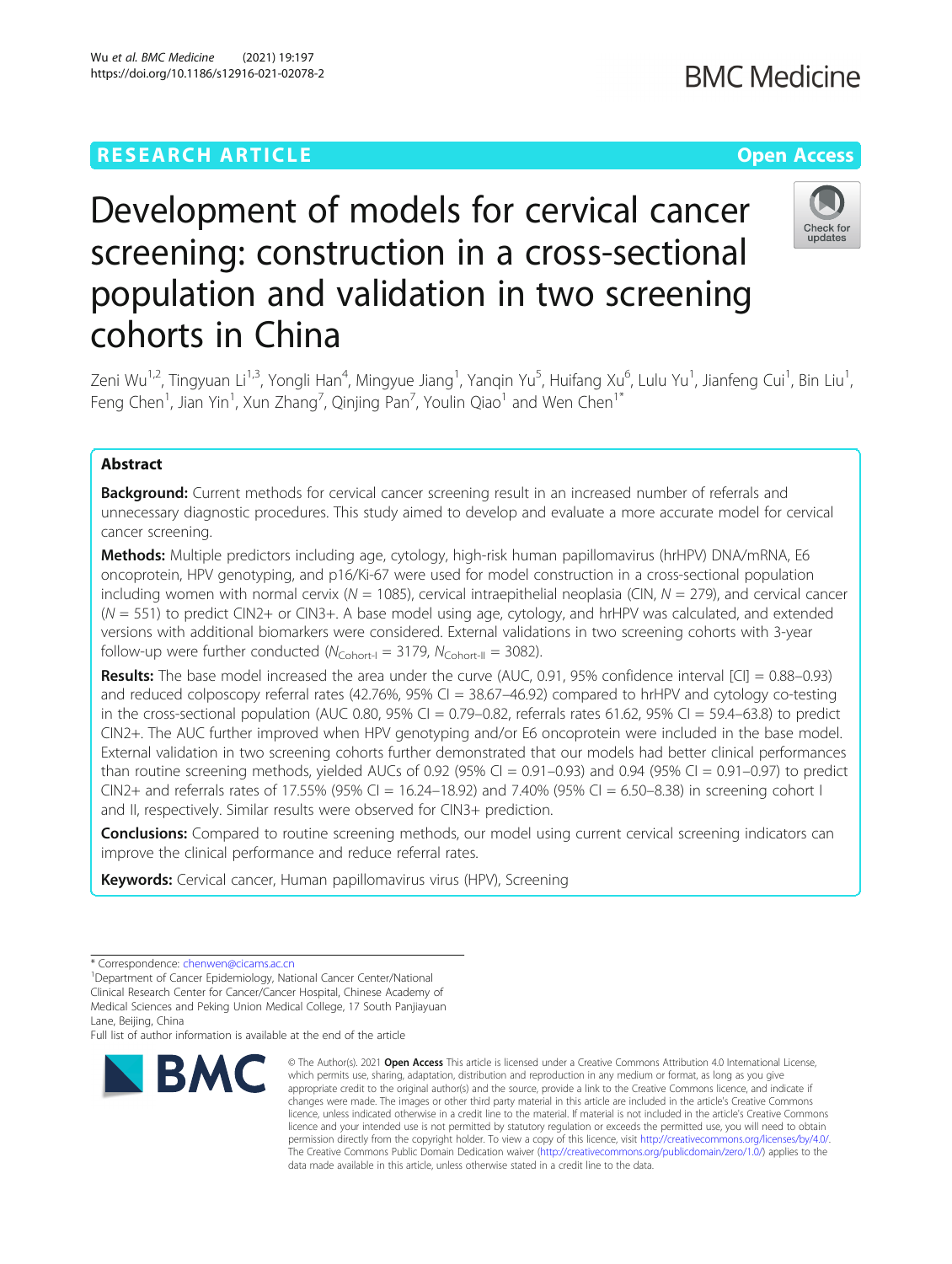# Development of models for cervical cancer screening: construction in a cross-sectional population and validation in two screening cohorts in China

Zeni Wu[1,2], Tingyuan Li[1,3], Yongli Han[4], Mingyue Jiang[1], Yanqin Yu[5], Huifang Xu[6], Lulu Yu[1], Jianfeng Cui[1], Bin Liu[1], Feng Chen[1], Jian Yin[1], Xun Zhang[7], Qinjing Pan[7], Youlin Qiao[1] and Wen Chen[1*]

## Abstract

**Background:** Current methods for cervical cancer screening result in an increased number of referrals and unnecessary diagnostic procedures. This study aimed to develop and evaluate a more accurate model for cervical cancer screening.

**Methods:** Multiple predictors including age, cytology, high-risk human papillomavirus (hrHPV) DNA/mRNA, E6 oncoprotein, HPV genotyping, and p16/Ki-67 were used for model construction in a cross-sectional population including women with normal cervix (*N* = 1085), cervical intraepithelial neoplasia (CIN, *N* = 279), and cervical cancer (*N* = 551) to predict CIN2+ or CIN3+. A base model using age, cytology, and hrHPV was calculated, and extended versions with additional biomarkers were considered. External validations in two screening cohorts with 3-year follow-up were further conducted ($N_{Cohort\text{-}I}$ = 3179, $N_{Cohort\text{-}II}$ = 3082).

**Results:** The base model increased the area under the curve (AUC, 0.91, 95% confidence interval [CI] = 0.88–0.93) and reduced colposcopy referral rates (42.76%, 95% CI = 38.67–46.92) compared to hrHPV and cytology co-testing in the cross-sectional population (AUC 0.80, 95% CI = 0.79–0.82, referrals rates 61.62, 95% CI = 59.4–63.8) to predict CIN2+. The AUC further improved when HPV genotyping and/or E6 oncoprotein were included in the base model. External validation in two screening cohorts further demonstrated that our models had better clinical performances than routine screening methods, yielded AUCs of 0.92 (95% CI = 0.91–0.93) and 0.94 (95% CI = 0.91–0.97) to predict CIN2+ and referrals rates of 17.55% (95% CI = 16.24–18.92) and 7.40% (95% CI = 6.50–8.38) in screening cohort I and II, respectively. Similar results were observed for CIN3+ prediction.

**Conclusions:** Compared to routine screening methods, our model using current cervical screening indicators can improve the clinical performance and reduce referral rates.

**Keywords:** Cervical cancer, Human papillomavirus virus (HPV), Screening

---

\* Correspondence: chenwen@cicams.ac.cn

[1]Department of Cancer Epidemiology, National Cancer Center/National Clinical Research Center for Cancer/Cancer Hospital, Chinese Academy of Medical Sciences and Peking Union Medical College, 17 South Panjiayuan Lane, Beijing, China

Full list of author information is available at the end of the article

© The Author(s). 2021 **Open Access** This article is licensed under a Creative Commons Attribution 4.0 International License, which permits use, sharing, adaptation, distribution and reproduction in any medium or format, as long as you give appropriate credit to the original author(s) and the source, provide a link to the Creative Commons licence, and indicate if changes were made. The images or other third party material in this article are included in the article's Creative Commons licence, unless indicated otherwise in a credit line to the material. If material is not included in the article's Creative Commons licence and your intended use is not permitted by statutory regulation or exceeds the permitted use, you will need to obtain permission directly from the copyright holder. To view a copy of this licence, visit http://creativecommons.org/licenses/by/4.0/. The Creative Commons Public Domain Dedication waiver (http://creativecommons.org/publicdomain/zero/1.0/) applies to the data made available in this article, unless otherwise stated in a credit line to the data.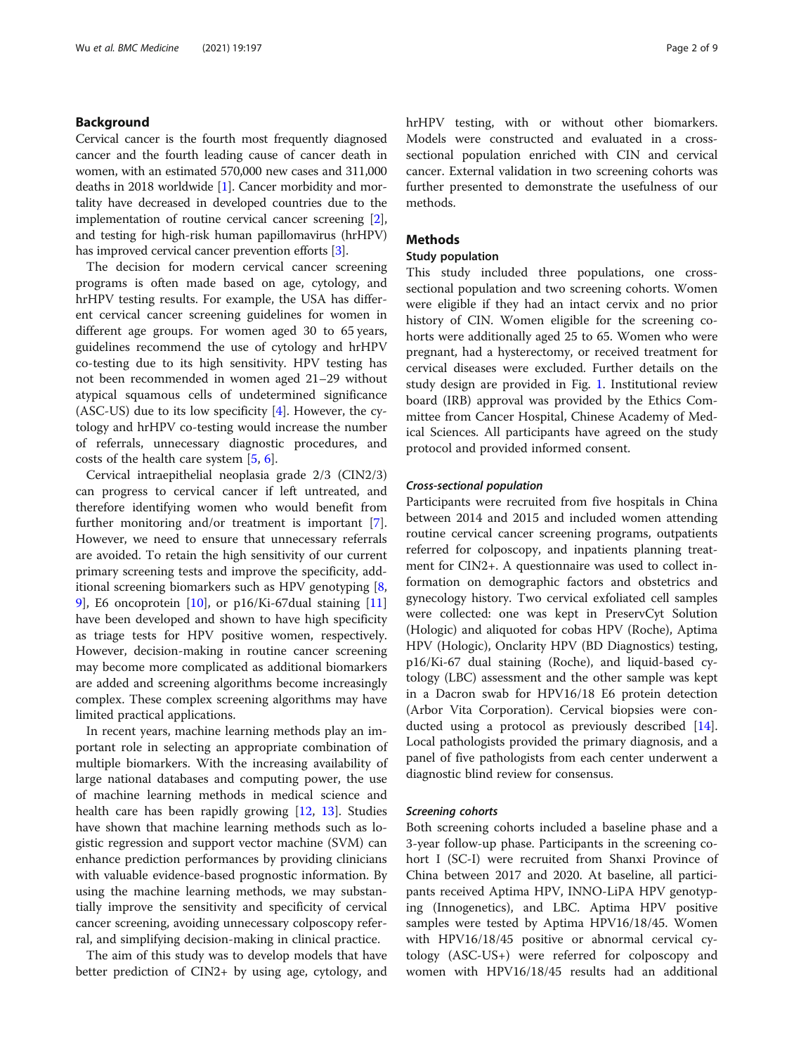## Background

Cervical cancer is the fourth most frequently diagnosed cancer and the fourth leading cause of cancer death in women, with an estimated 570,000 new cases and 311,000 deaths in 2018 worldwide [1]. Cancer morbidity and mortality have decreased in developed countries due to the implementation of routine cervical cancer screening [2], and testing for high-risk human papillomavirus (hrHPV) has improved cervical cancer prevention efforts [3].

The decision for modern cervical cancer screening programs is often made based on age, cytology, and hrHPV testing results. For example, the USA has different cervical cancer screening guidelines for women in different age groups. For women aged 30 to 65 years, guidelines recommend the use of cytology and hrHPV co-testing due to its high sensitivity. HPV testing has not been recommended in women aged 21–29 without atypical squamous cells of undetermined significance (ASC-US) due to its low specificity [4]. However, the cytology and hrHPV co-testing would increase the number of referrals, unnecessary diagnostic procedures, and costs of the health care system [5, 6].

Cervical intraepithelial neoplasia grade 2/3 (CIN2/3) can progress to cervical cancer if left untreated, and therefore identifying women who would benefit from further monitoring and/or treatment is important [7]. However, we need to ensure that unnecessary referrals are avoided. To retain the high sensitivity of our current primary screening tests and improve the specificity, additional screening biomarkers such as HPV genotyping [8, 9], E6 oncoprotein [10], or p16/Ki-67dual staining [11] have been developed and shown to have high specificity as triage tests for HPV positive women, respectively. However, decision-making in routine cancer screening may become more complicated as additional biomarkers are added and screening algorithms become increasingly complex. These complex screening algorithms may have limited practical applications.

In recent years, machine learning methods play an important role in selecting an appropriate combination of multiple biomarkers. With the increasing availability of large national databases and computing power, the use of machine learning methods in medical science and health care has been rapidly growing [12, 13]. Studies have shown that machine learning methods such as logistic regression and support vector machine (SVM) can enhance prediction performances by providing clinicians with valuable evidence-based prognostic information. By using the machine learning methods, we may substantially improve the sensitivity and specificity of cervical cancer screening, avoiding unnecessary colposcopy referral, and simplifying decision-making in clinical practice.

The aim of this study was to develop models that have better prediction of CIN2+ by using age, cytology, and hrHPV testing, with or without other biomarkers. Models were constructed and evaluated in a cross-sectional population enriched with CIN and cervical cancer. External validation in two screening cohorts was further presented to demonstrate the usefulness of our methods.

## Methods

### Study population

This study included three populations, one cross-sectional population and two screening cohorts. Women were eligible if they had an intact cervix and no prior history of CIN. Women eligible for the screening cohorts were additionally aged 25 to 65. Women who were pregnant, had a hysterectomy, or received treatment for cervical diseases were excluded. Further details on the study design are provided in Fig. 1. Institutional review board (IRB) approval was provided by the Ethics Committee from Cancer Hospital, Chinese Academy of Medical Sciences. All participants have agreed on the study protocol and provided informed consent.

#### *Cross-sectional population*

Participants were recruited from five hospitals in China between 2014 and 2015 and included women attending routine cervical cancer screening programs, outpatients referred for colposcopy, and inpatients planning treatment for CIN2+. A questionnaire was used to collect information on demographic factors and obstetrics and gynecology history. Two cervical exfoliated cell samples were collected: one was kept in PreservCyt Solution (Hologic) and aliquoted for cobas HPV (Roche), Aptima HPV (Hologic), Onclarity HPV (BD Diagnostics) testing, p16/Ki-67 dual staining (Roche), and liquid-based cytology (LBC) assessment and the other sample was kept in a Dacron swab for HPV16/18 E6 protein detection (Arbor Vita Corporation). Cervical biopsies were conducted using a protocol as previously described [14]. Local pathologists provided the primary diagnosis, and a panel of five pathologists from each center underwent a diagnostic blind review for consensus.

#### *Screening cohorts*

Both screening cohorts included a baseline phase and a 3-year follow-up phase. Participants in the screening cohort I (SC-I) were recruited from Shanxi Province of China between 2017 and 2020. At baseline, all participants received Aptima HPV, INNO-LiPA HPV genotyping (Innogenetics), and LBC. Aptima HPV positive samples were tested by Aptima HPV16/18/45. Women with HPV16/18/45 positive or abnormal cervical cytology (ASC-US+) were referred for colposcopy and women with HPV16/18/45 results had an additional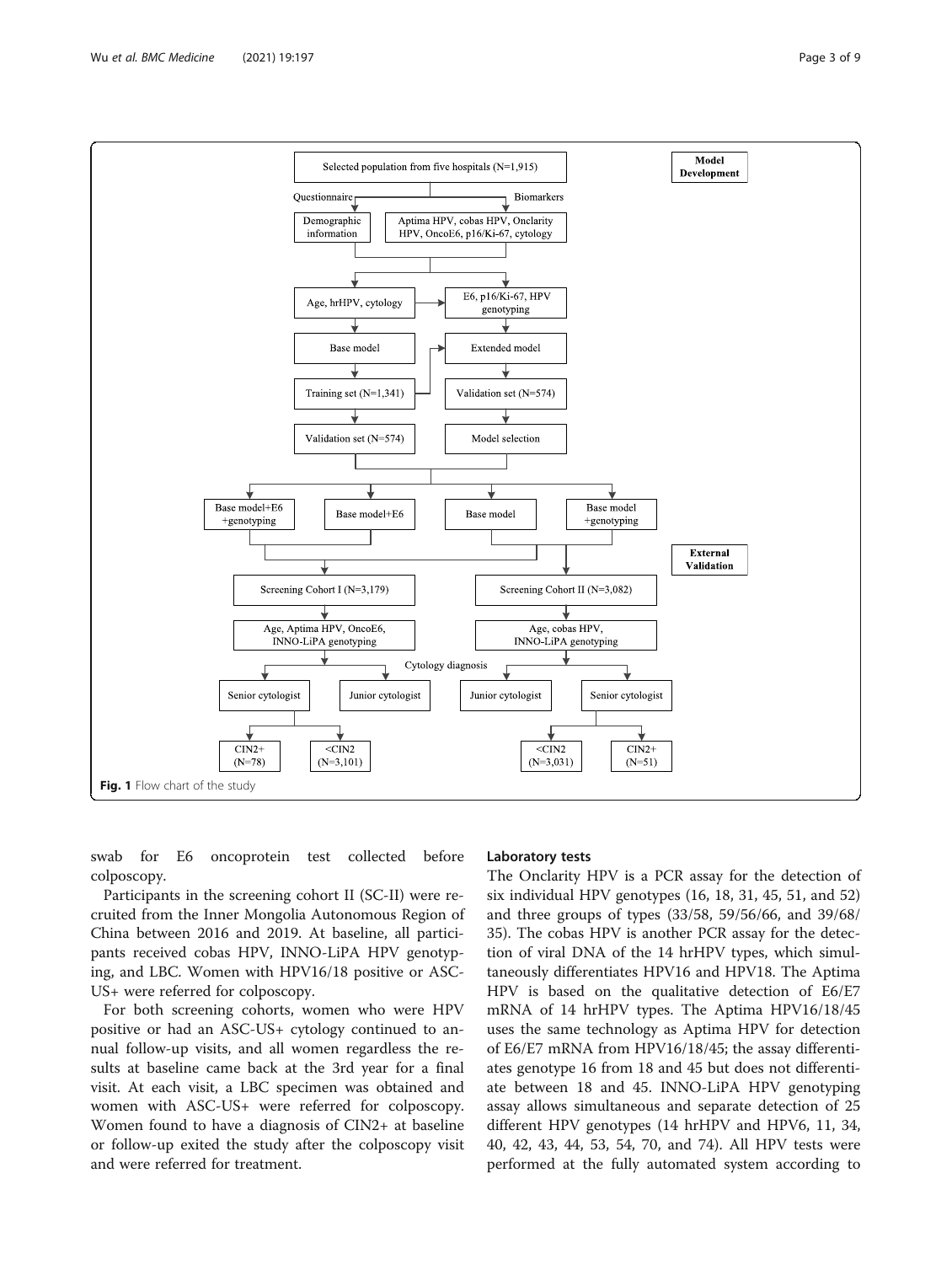**Fig. 1** Flow chart of the study

swab for E6 oncoprotein test collected before colposcopy.

Participants in the screening cohort II (SC-II) were recruited from the Inner Mongolia Autonomous Region of China between 2016 and 2019. At baseline, all participants received cobas HPV, INNO-LiPA HPV genotyping, and LBC. Women with HPV16/18 positive or ASC-US+ were referred for colposcopy.

For both screening cohorts, women who were HPV positive or had an ASC-US+ cytology continued to annual follow-up visits, and all women regardless the results at baseline came back at the 3rd year for a final visit. At each visit, a LBC specimen was obtained and women with ASC-US+ were referred for colposcopy. Women found to have a diagnosis of CIN2+ at baseline or follow-up exited the study after the colposcopy visit and were referred for treatment.

### Laboratory tests

The Onclarity HPV is a PCR assay for the detection of six individual HPV genotypes (16, 18, 31, 45, 51, and 52) and three groups of types (33/58, 59/56/66, and 39/68/35). The cobas HPV is another PCR assay for the detection of viral DNA of the 14 hrHPV types, which simultaneously differentiates HPV16 and HPV18. The Aptima HPV is based on the qualitative detection of E6/E7 mRNA of 14 hrHPV types. The Aptima HPV16/18/45 uses the same technology as Aptima HPV for detection of E6/E7 mRNA from HPV16/18/45; the assay differentiates genotype 16 from 18 and 45 but does not differentiate between 18 and 45. INNO-LiPA HPV genotyping assay allows simultaneous and separate detection of 25 different HPV genotypes (14 hrHPV and HPV6, 11, 34, 40, 42, 43, 44, 53, 54, 70, and 74). All HPV tests were performed at the fully automated system according to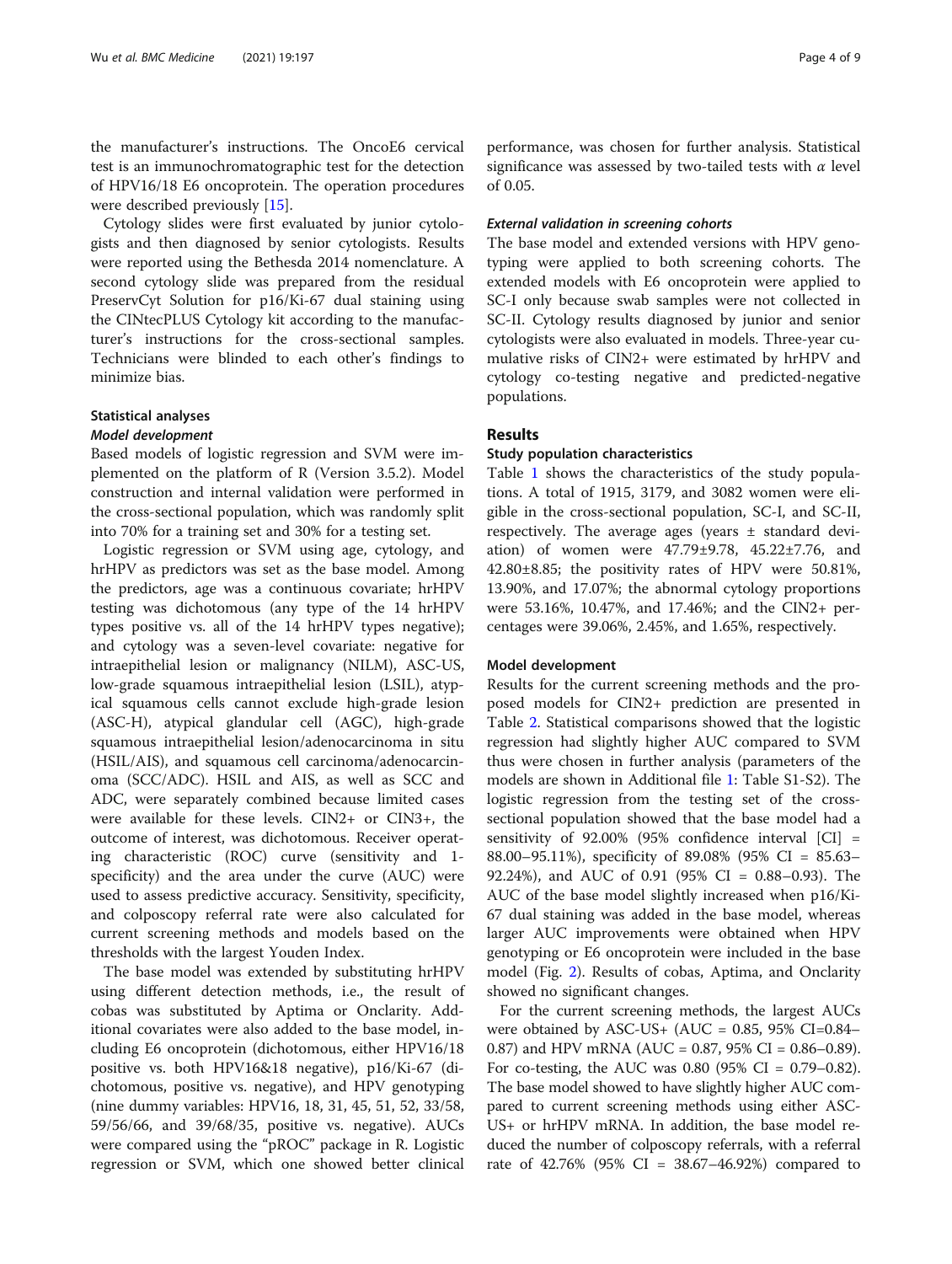the manufacturer's instructions. The OncoE6 cervical test is an immunochromatographic test for the detection of HPV16/18 E6 oncoprotein. The operation procedures were described previously [15].

Cytology slides were first evaluated by junior cytologists and then diagnosed by senior cytologists. Results were reported using the Bethesda 2014 nomenclature. A second cytology slide was prepared from the residual PreservCyt Solution for p16/Ki-67 dual staining using the CINtecPLUS Cytology kit according to the manufacturer's instructions for the cross-sectional samples. Technicians were blinded to each other's findings to minimize bias.

### Statistical analyses

#### *Model development*

Based models of logistic regression and SVM were implemented on the platform of R (Version 3.5.2). Model construction and internal validation were performed in the cross-sectional population, which was randomly split into 70% for a training set and 30% for a testing set.

Logistic regression or SVM using age, cytology, and hrHPV as predictors was set as the base model. Among the predictors, age was a continuous covariate; hrHPV testing was dichotomous (any type of the 14 hrHPV types positive vs. all of the 14 hrHPV types negative); and cytology was a seven-level covariate: negative for intraepithelial lesion or malignancy (NILM), ASC-US, low-grade squamous intraepithelial lesion (LSIL), atypical squamous cells cannot exclude high-grade lesion (ASC-H), atypical glandular cell (AGC), high-grade squamous intraepithelial lesion/adenocarcinoma in situ (HSIL/AIS), and squamous cell carcinoma/adenocarcinoma (SCC/ADC). HSIL and AIS, as well as SCC and ADC, were separately combined because limited cases were available for these levels. CIN2+ or CIN3+, the outcome of interest, was dichotomous. Receiver operating characteristic (ROC) curve (sensitivity and 1-specificity) and the area under the curve (AUC) were used to assess predictive accuracy. Sensitivity, specificity, and colposcopy referral rate were also calculated for current screening methods and models based on the thresholds with the largest Youden Index.

The base model was extended by substituting hrHPV using different detection methods, i.e., the result of cobas was substituted by Aptima or Onclarity. Additional covariates were also added to the base model, including E6 oncoprotein (dichotomous, either HPV16/18 positive vs. both HPV16&18 negative), p16/Ki-67 (dichotomous, positive vs. negative), and HPV genotyping (nine dummy variables: HPV16, 18, 31, 45, 51, 52, 33/58, 59/56/66, and 39/68/35, positive vs. negative). AUCs were compared using the "pROC" package in R. Logistic regression or SVM, which one showed better clinical performance, was chosen for further analysis. Statistical significance was assessed by two-tailed tests with $\alpha$ level of 0.05.

#### *External validation in screening cohorts*

The base model and extended versions with HPV genotyping were applied to both screening cohorts. The extended models with E6 oncoprotein were applied to SC-I only because swab samples were not collected in SC-II. Cytology results diagnosed by junior and senior cytologists were also evaluated in models. Three-year cumulative risks of CIN2+ were estimated by hrHPV and cytology co-testing negative and predicted-negative populations.

## Results

### Study population characteristics

Table 1 shows the characteristics of the study populations. A total of 1915, 3179, and 3082 women were eligible in the cross-sectional population, SC-I, and SC-II, respectively. The average ages (years ± standard deviation) of women were 47.79±9.78, 45.22±7.76, and 42.80±8.85; the positivity rates of HPV were 50.81%, 13.90%, and 17.07%; the abnormal cytology proportions were 53.16%, 10.47%, and 17.46%; and the CIN2+ percentages were 39.06%, 2.45%, and 1.65%, respectively.

### Model development

Results for the current screening methods and the proposed models for CIN2+ prediction are presented in Table 2. Statistical comparisons showed that the logistic regression had slightly higher AUC compared to SVM thus were chosen in further analysis (parameters of the models are shown in Additional file 1: Table S1-S2). The logistic regression from the testing set of the cross-sectional population showed that the base model had a sensitivity of 92.00% (95% confidence interval [CI] = 88.00–95.11%), specificity of 89.08% (95% CI = 85.63–92.24%), and AUC of 0.91 (95% CI = 0.88–0.93). The AUC of the base model slightly increased when p16/Ki-67 dual staining was added in the base model, whereas larger AUC improvements were obtained when HPV genotyping or E6 oncoprotein were included in the base model (Fig. 2). Results of cobas, Aptima, and Onclarity showed no significant changes.

For the current screening methods, the largest AUCs were obtained by ASC-US+ (AUC = 0.85, 95% CI=0.84–0.87) and HPV mRNA (AUC = 0.87, 95% CI = 0.86–0.89). For co-testing, the AUC was 0.80 (95% CI = 0.79–0.82). The base model showed to have slightly higher AUC compared to current screening methods using either ASC-US+ or hrHPV mRNA. In addition, the base model reduced the number of colposcopy referrals, with a referral rate of 42.76% (95% CI = 38.67–46.92%) compared to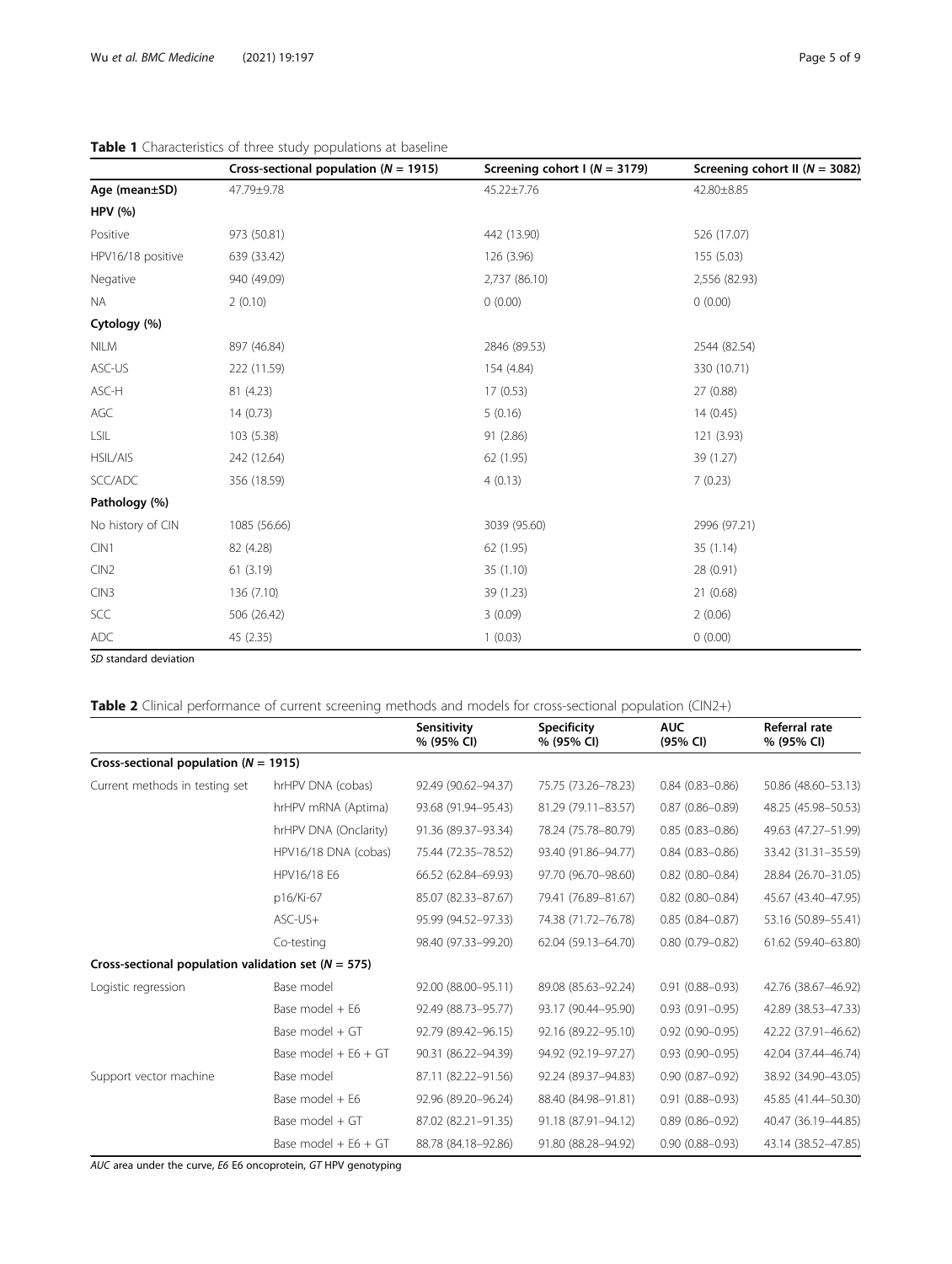**Table 1** Characteristics of three study populations at baseline

| | Cross-sectional population (*N* = 1915) | Screening cohort I (*N* = 3179) | Screening cohort II (*N* = 3082) |
|---|---|---|---|
| **Age (mean±SD)** | 47.79±9.78 | 45.22±7.76 | 42.80±8.85 |
| **HPV (%)** | | | |
| Positive | 973 (50.81) | 442 (13.90) | 526 (17.07) |
| HPV16/18 positive | 639 (33.42) | 126 (3.96) | 155 (5.03) |
| Negative | 940 (49.09) | 2,737 (86.10) | 2,556 (82.93) |
| NA | 2 (0.10) | 0 (0.00) | 0 (0.00) |
| **Cytology (%)** | | | |
| NILM | 897 (46.84) | 2846 (89.53) | 2544 (82.54) |
| ASC-US | 222 (11.59) | 154 (4.84) | 330 (10.71) |
| ASC-H | 81 (4.23) | 17 (0.53) | 27 (0.88) |
| AGC | 14 (0.73) | 5 (0.16) | 14 (0.45) |
| LSIL | 103 (5.38) | 91 (2.86) | 121 (3.93) |
| HSIL/AIS | 242 (12.64) | 62 (1.95) | 39 (1.27) |
| SCC/ADC | 356 (18.59) | 4 (0.13) | 7 (0.23) |
| **Pathology (%)** | | | |
| No history of CIN | 1085 (56.66) | 3039 (95.60) | 2996 (97.21) |
| CIN1 | 82 (4.28) | 62 (1.95) | 35 (1.14) |
| CIN2 | 61 (3.19) | 35 (1.10) | 28 (0.91) |
| CIN3 | 136 (7.10) | 39 (1.23) | 21 (0.68) |
| SCC | 506 (26.42) | 3 (0.09) | 2 (0.06) |
| ADC | 45 (2.35) | 1 (0.03) | 0 (0.00) |

*SD* standard deviation

**Table 2** Clinical performance of current screening methods and models for cross-sectional population (CIN2+)

| | | Sensitivity % (95% CI) | Specificity % (95% CI) | AUC (95% CI) | Referral rate % (95% CI) |
|---|---|---|---|---|---|
| **Cross-sectional population (*N* = 1915)** | | | | | |
| Current methods in testing set | hrHPV DNA (cobas) | 92.49 (90.62–94.37) | 75.75 (73.26–78.23) | 0.84 (0.83–0.86) | 50.86 (48.60–53.13) |
| | hrHPV mRNA (Aptima) | 93.68 (91.94–95.43) | 81.29 (79.11–83.57) | 0.87 (0.86–0.89) | 48.25 (45.98–50.53) |
| | hrHPV DNA (Onclarity) | 91.36 (89.37–93.34) | 78.24 (75.78–80.79) | 0.85 (0.83–0.86) | 49.63 (47.27–51.99) |
| | HPV16/18 DNA (cobas) | 75.44 (72.35–78.52) | 93.40 (91.86–94.77) | 0.84 (0.83–0.86) | 33.42 (31.31–35.59) |
| | HPV16/18 E6 | 66.52 (62.84–69.93) | 97.70 (96.70–98.60) | 0.82 (0.80–0.84) | 28.84 (26.70–31.05) |
| | p16/Ki-67 | 85.07 (82.33–87.67) | 79.41 (76.89–81.67) | 0.82 (0.80–0.84) | 45.67 (43.40–47.95) |
| | ASC-US+ | 95.99 (94.52–97.33) | 74.38 (71.72–76.78) | 0.85 (0.84–0.87) | 53.16 (50.89–55.41) |
| | Co-testing | 98.40 (97.33–99.20) | 62.04 (59.13–64.70) | 0.80 (0.79–0.82) | 61.62 (59.40–63.80) |
| **Cross-sectional population validation set (*N* = 575)** | | | | | |
| Logistic regression | Base model | 92.00 (88.00–95.11) | 89.08 (85.63–92.24) | 0.91 (0.88–0.93) | 42.76 (38.67–46.92) |
| | Base model + E6 | 92.49 (88.73–95.77) | 93.17 (90.44–95.90) | 0.93 (0.91–0.95) | 42.89 (38.53–47.33) |
| | Base model + GT | 92.79 (89.42–96.15) | 92.16 (89.22–95.10) | 0.92 (0.90–0.95) | 42.22 (37.91–46.62) |
| | Base model + E6 + GT | 90.31 (86.22–94.39) | 94.92 (92.19–97.27) | 0.93 (0.90–0.95) | 42.04 (37.44–46.74) |
| Support vector machine | Base model | 87.11 (82.22–91.56) | 92.24 (89.37–94.83) | 0.90 (0.87–0.92) | 38.92 (34.90–43.05) |
| | Base model + E6 | 92.96 (89.20–96.24) | 88.40 (84.98–91.81) | 0.91 (0.88–0.93) | 45.85 (41.44–50.30) |
| | Base model + GT | 87.02 (82.21–91.35) | 91.18 (87.91–94.12) | 0.89 (0.86–0.92) | 40.47 (36.19–44.85) |
| | Base model + E6 + GT | 88.78 (84.18–92.86) | 91.80 (88.28–94.92) | 0.90 (0.88–0.93) | 43.14 (38.52–47.85) |

*AUC* area under the curve, *E6* E6 oncoprotein, *GT* HPV genotyping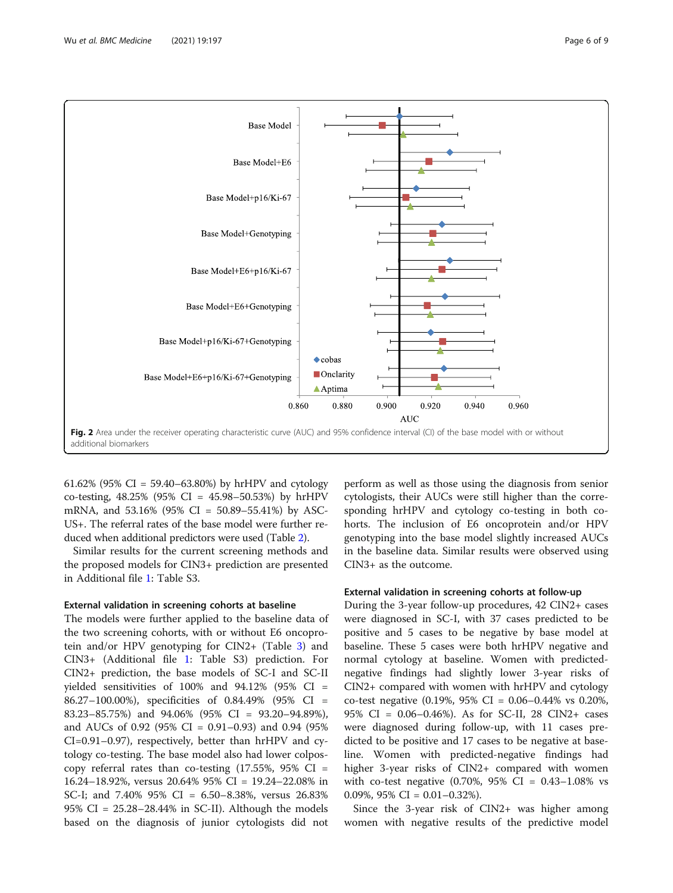**Fig. 2** Area under the receiver operating characteristic curve (AUC) and 95% confidence interval (CI) of the base model with or without additional biomarkers

61.62% (95% CI = 59.40–63.80%) by hrHPV and cytology co-testing, 48.25% (95% CI = 45.98–50.53%) by hrHPV mRNA, and 53.16% (95% CI = 50.89–55.41%) by ASC-US+. The referral rates of the base model were further reduced when additional predictors were used (Table 2).

Similar results for the current screening methods and the proposed models for CIN3+ prediction are presented in Additional file 1: Table S3.

### External validation in screening cohorts at baseline

The models were further applied to the baseline data of the two screening cohorts, with or without E6 oncoprotein and/or HPV genotyping for CIN2+ (Table 3) and CIN3+ (Additional file 1: Table S3) prediction. For CIN2+ prediction, the base models of SC-I and SC-II yielded sensitivities of 100% and 94.12% (95% CI = 86.27–100.00%), specificities of 0.84.49% (95% CI = 83.23–85.75%) and 94.06% (95% CI = 93.20–94.89%), and AUCs of 0.92 (95% CI = 0.91–0.93) and 0.94 (95% CI=0.91–0.97), respectively, better than hrHPV and cytology co-testing. The base model also had lower colposcopy referral rates than co-testing (17.55%, 95% CI = 16.24–18.92%, versus 20.64% 95% CI = 19.24–22.08% in SC-I; and 7.40% 95% CI = 6.50–8.38%, versus 26.83% 95% CI = 25.28–28.44% in SC-II). Although the models based on the diagnosis of junior cytologists did not perform as well as those using the diagnosis from senior cytologists, their AUCs were still higher than the corresponding hrHPV and cytology co-testing in both cohorts. The inclusion of E6 oncoprotein and/or HPV genotyping into the base model slightly increased AUCs in the baseline data. Similar results were observed using CIN3+ as the outcome.

### External validation in screening cohorts at follow-up

During the 3-year follow-up procedures, 42 CIN2+ cases were diagnosed in SC-I, with 37 cases predicted to be positive and 5 cases to be negative by base model at baseline. These 5 cases were both hrHPV negative and normal cytology at baseline. Women with predicted-negative findings had slightly lower 3-year risks of CIN2+ compared with women with hrHPV and cytology co-test negative (0.19%, 95% CI = 0.06–0.44% vs 0.20%, 95% CI = 0.06–0.46%). As for SC-II, 28 CIN2+ cases were diagnosed during follow-up, with 11 cases predicted to be positive and 17 cases to be negative at baseline. Women with predicted-negative findings had higher 3-year risks of CIN2+ compared with women with co-test negative (0.70%, 95% CI = 0.43–1.08% vs 0.09%, 95% CI = 0.01–0.32%).

Since the 3-year risk of CIN2+ was higher among women with negative results of the predictive model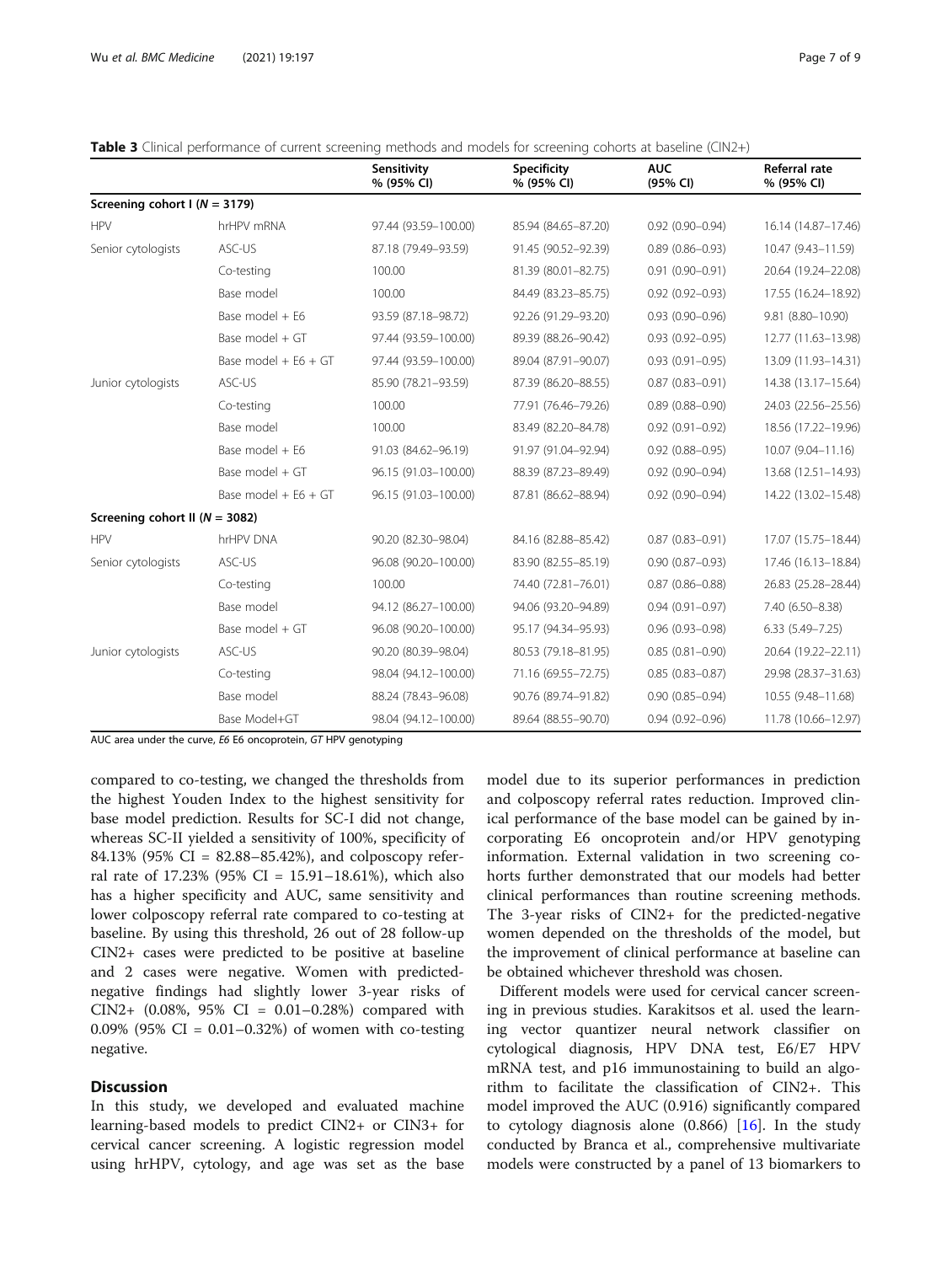**Table 3** Clinical performance of current screening methods and models for screening cohorts at baseline (CIN2+)

| | | Sensitivity % (95% CI) | Specificity % (95% CI) | AUC (95% CI) | Referral rate % (95% CI) |
|---|---|---|---|---|---|
| **Screening cohort I (*N* = 3179)** | | | | | |
| HPV | hrHPV mRNA | 97.44 (93.59–100.00) | 85.94 (84.65–87.20) | 0.92 (0.90–0.94) | 16.14 (14.87–17.46) |
| Senior cytologists | ASC-US | 87.18 (79.49–93.59) | 91.45 (90.52–92.39) | 0.89 (0.86–0.93) | 10.47 (9.43–11.59) |
| | Co-testing | 100.00 | 81.39 (80.01–82.75) | 0.91 (0.90–0.91) | 20.64 (19.24–22.08) |
| | Base model | 100.00 | 84.49 (83.23–85.75) | 0.92 (0.92–0.93) | 17.55 (16.24–18.92) |
| | Base model + E6 | 93.59 (87.18–98.72) | 92.26 (91.29–93.20) | 0.93 (0.90–0.96) | 9.81 (8.80–10.90) |
| | Base model + GT | 97.44 (93.59–100.00) | 89.39 (88.26–90.42) | 0.93 (0.92–0.95) | 12.77 (11.63–13.98) |
| | Base model + E6 + GT | 97.44 (93.59–100.00) | 89.04 (87.91–90.07) | 0.93 (0.91–0.95) | 13.09 (11.93–14.31) |
| Junior cytologists | ASC-US | 85.90 (78.21–93.59) | 87.39 (86.20–88.55) | 0.87 (0.83–0.91) | 14.38 (13.17–15.64) |
| | Co-testing | 100.00 | 77.91 (76.46–79.26) | 0.89 (0.88–0.90) | 24.03 (22.56–25.56) |
| | Base model | 100.00 | 83.49 (82.20–84.78) | 0.92 (0.91–0.92) | 18.56 (17.22–19.96) |
| | Base model + E6 | 91.03 (84.62–96.19) | 91.97 (91.04–92.94) | 0.92 (0.88–0.95) | 10.07 (9.04–11.16) |
| | Base model + GT | 96.15 (91.03–100.00) | 88.39 (87.23–89.49) | 0.92 (0.90–0.94) | 13.68 (12.51–14.93) |
| | Base model + E6 + GT | 96.15 (91.03–100.00) | 87.81 (86.62–88.94) | 0.92 (0.90–0.94) | 14.22 (13.02–15.48) |
| **Screening cohort II (*N* = 3082)** | | | | | |
| HPV | hrHPV DNA | 90.20 (82.30–98.04) | 84.16 (82.88–85.42) | 0.87 (0.83–0.91) | 17.07 (15.75–18.44) |
| Senior cytologists | ASC-US | 96.08 (90.20–100.00) | 83.90 (82.55–85.19) | 0.90 (0.87–0.93) | 17.46 (16.13–18.84) |
| | Co-testing | 100.00 | 74.40 (72.81–76.01) | 0.87 (0.86–0.88) | 26.83 (25.28–28.44) |
| | Base model | 94.12 (86.27–100.00) | 94.06 (93.20–94.89) | 0.94 (0.91–0.97) | 7.40 (6.50–8.38) |
| | Base model + GT | 96.08 (90.20–100.00) | 95.17 (94.34–95.93) | 0.96 (0.93–0.98) | 6.33 (5.49–7.25) |
| Junior cytologists | ASC-US | 90.20 (80.39–98.04) | 80.53 (79.18–81.95) | 0.85 (0.81–0.90) | 20.64 (19.22–22.11) |
| | Co-testing | 98.04 (94.12–100.00) | 71.16 (69.55–72.75) | 0.85 (0.83–0.87) | 29.98 (28.37–31.63) |
| | Base model | 88.24 (78.43–96.08) | 90.76 (89.74–91.82) | 0.90 (0.85–0.94) | 10.55 (9.48–11.68) |
| | Base Model+GT | 98.04 (94.12–100.00) | 89.64 (88.55–90.70) | 0.94 (0.92–0.96) | 11.78 (10.66–12.97) |

AUC area under the curve, *E6* E6 oncoprotein, *GT* HPV genotyping

compared to co-testing, we changed the thresholds from the highest Youden Index to the highest sensitivity for base model prediction. Results for SC-I did not change, whereas SC-II yielded a sensitivity of 100%, specificity of 84.13% (95% CI = 82.88–85.42%), and colposcopy referral rate of 17.23% (95% CI = 15.91–18.61%), which also has a higher specificity and AUC, same sensitivity and lower colposcopy referral rate compared to co-testing at baseline. By using this threshold, 26 out of 28 follow-up CIN2+ cases were predicted to be positive at baseline and 2 cases were negative. Women with predicted-negative findings had slightly lower 3-year risks of CIN2+ (0.08%, 95% CI = 0.01–0.28%) compared with 0.09% (95% CI = 0.01–0.32%) of women with co-testing negative.

## Discussion

In this study, we developed and evaluated machine learning-based models to predict CIN2+ or CIN3+ for cervical cancer screening. A logistic regression model using hrHPV, cytology, and age was set as the base model due to its superior performances in prediction and colposcopy referral rates reduction. Improved clinical performance of the base model can be gained by incorporating E6 oncoprotein and/or HPV genotyping information. External validation in two screening cohorts further demonstrated that our models had better clinical performances than routine screening methods. The 3-year risks of CIN2+ for the predicted-negative women depended on the thresholds of the model, but the improvement of clinical performance at baseline can be obtained whichever threshold was chosen.

Different models were used for cervical cancer screening in previous studies. Karakitsos et al. used the learning vector quantizer neural network classifier on cytological diagnosis, HPV DNA test, E6/E7 HPV mRNA test, and p16 immunostaining to build an algorithm to facilitate the classification of CIN2+. This model improved the AUC (0.916) significantly compared to cytology diagnosis alone (0.866) [16]. In the study conducted by Branca et al., comprehensive multivariate models were constructed by a panel of 13 biomarkers to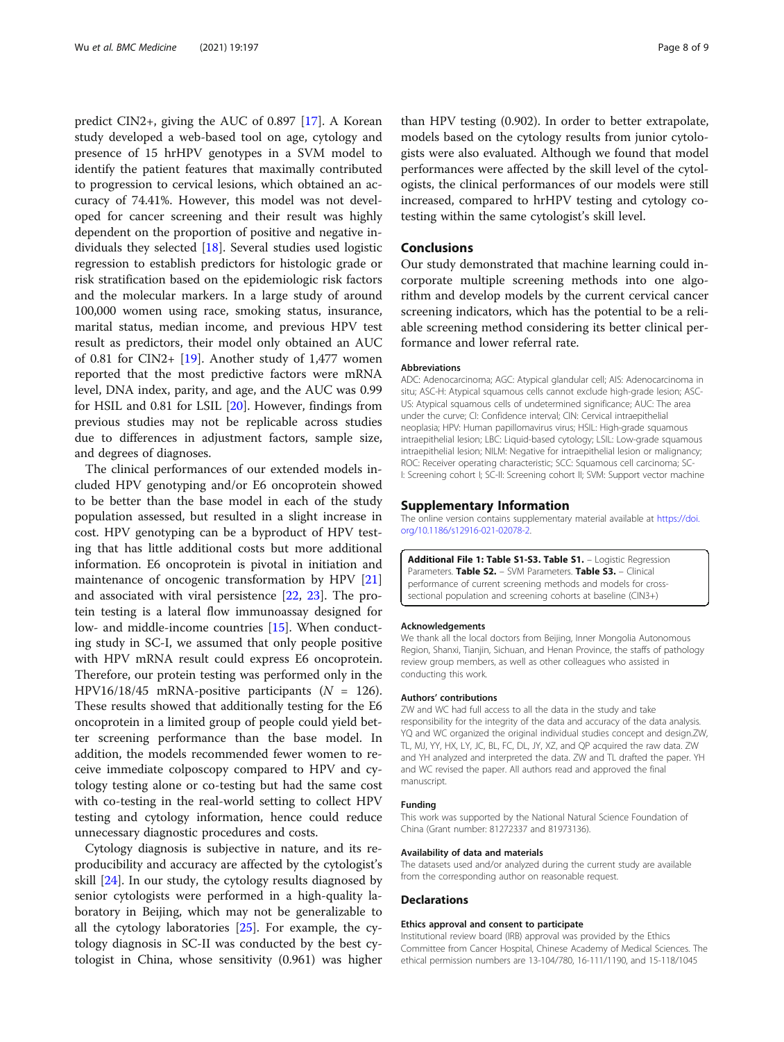predict CIN2+, giving the AUC of 0.897 [17]. A Korean study developed a web-based tool on age, cytology and presence of 15 hrHPV genotypes in a SVM model to identify the patient features that maximally contributed to progression to cervical lesions, which obtained an accuracy of 74.41%. However, this model was not developed for cancer screening and their result was highly dependent on the proportion of positive and negative individuals they selected [18]. Several studies used logistic regression to establish predictors for histologic grade or risk stratification based on the epidemiologic risk factors and the molecular markers. In a large study of around 100,000 women using race, smoking status, insurance, marital status, median income, and previous HPV test result as predictors, their model only obtained an AUC of 0.81 for CIN2+ [19]. Another study of 1,477 women reported that the most predictive factors were mRNA level, DNA index, parity, and age, and the AUC was 0.99 for HSIL and 0.81 for LSIL [20]. However, findings from previous studies may not be replicable across studies due to differences in adjustment factors, sample size, and degrees of diagnoses.

The clinical performances of our extended models included HPV genotyping and/or E6 oncoprotein showed to be better than the base model in each of the study population assessed, but resulted in a slight increase in cost. HPV genotyping can be a byproduct of HPV testing that has little additional costs but more additional information. E6 oncoprotein is pivotal in initiation and maintenance of oncogenic transformation by HPV [21] and associated with viral persistence [22, 23]. The protein testing is a lateral flow immunoassay designed for low- and middle-income countries [15]. When conducting study in SC-I, we assumed that only people positive with HPV mRNA result could express E6 oncoprotein. Therefore, our protein testing was performed only in the HPV16/18/45 mRNA-positive participants ($N$ = 126). These results showed that additionally testing for the E6 oncoprotein in a limited group of people could yield better screening performance than the base model. In addition, the models recommended fewer women to receive immediate colposcopy compared to HPV and cytology testing alone or co-testing but had the same cost with co-testing in the real-world setting to collect HPV testing and cytology information, hence could reduce unnecessary diagnostic procedures and costs.

Cytology diagnosis is subjective in nature, and its reproducibility and accuracy are affected by the cytologist's skill [24]. In our study, the cytology results diagnosed by senior cytologists were performed in a high-quality laboratory in Beijing, which may not be generalizable to all the cytology laboratories [25]. For example, the cytology diagnosis in SC-II was conducted by the best cytologist in China, whose sensitivity (0.961) was higher than HPV testing (0.902). In order to better extrapolate, models based on the cytology results from junior cytologists were also evaluated. Although we found that model performances were affected by the skill level of the cytologists, the clinical performances of our models were still increased, compared to hrHPV testing and cytology co-testing within the same cytologist's skill level.

## Conclusions

Our study demonstrated that machine learning could incorporate multiple screening methods into one algorithm and develop models by the current cervical cancer screening indicators, which has the potential to be a reliable screening method considering its better clinical performance and lower referral rate.

### Abbreviations

ADC: Adenocarcinoma; AGC: Atypical glandular cell; AIS: Adenocarcinoma in situ; ASC-H: Atypical squamous cells cannot exclude high-grade lesion; ASC-US: Atypical squamous cells of undetermined significance; AUC: The area under the curve; CI: Confidence interval; CIN: Cervical intraepithelial neoplasia; HPV: Human papillomavirus virus; HSIL: High-grade squamous intraepithelial lesion; LBC: Liquid-based cytology; LSIL: Low-grade squamous intraepithelial lesion; NILM: Negative for intraepithelial lesion or malignancy; ROC: Receiver operating characteristic; SCC: Squamous cell carcinoma; SC-I: Screening cohort I; SC-II: Screening cohort II; SVM: Support vector machine

## Supplementary Information

The online version contains supplementary material available at https://doi.org/10.1186/s12916-021-02078-2.

**Additional File 1: Table S1-S3. Table S1.** – Logistic Regression Parameters. **Table S2.** – SVM Parameters. **Table S3.** – Clinical performance of current screening methods and models for cross-sectional population and screening cohorts at baseline (CIN3+)

### Acknowledgements

We thank all the local doctors from Beijing, Inner Mongolia Autonomous Region, Shanxi, Tianjin, Sichuan, and Henan Province, the staffs of pathology review group members, as well as other colleagues who assisted in conducting this work.

### Authors' contributions

ZW and WC had full access to all the data in the study and take responsibility for the integrity of the data and accuracy of the data analysis. YQ and WC organized the original individual studies concept and design.ZW, TL, MJ, YY, HX, LY, JC, BL, FC, DL, JY, XZ, and QP acquired the raw data. ZW and YH analyzed and interpreted the data. ZW and TL drafted the paper. YH and WC revised the paper. All authors read and approved the final manuscript.

### Funding

This work was supported by the National Natural Science Foundation of China (Grant number: 81272337 and 81973136).

### Availability of data and materials

The datasets used and/or analyzed during the current study are available from the corresponding author on reasonable request.

## Declarations

### Ethics approval and consent to participate

Institutional review board (IRB) approval was provided by the Ethics Committee from Cancer Hospital, Chinese Academy of Medical Sciences. The ethical permission numbers are 13-104/780, 16-111/1190, and 15-118/1045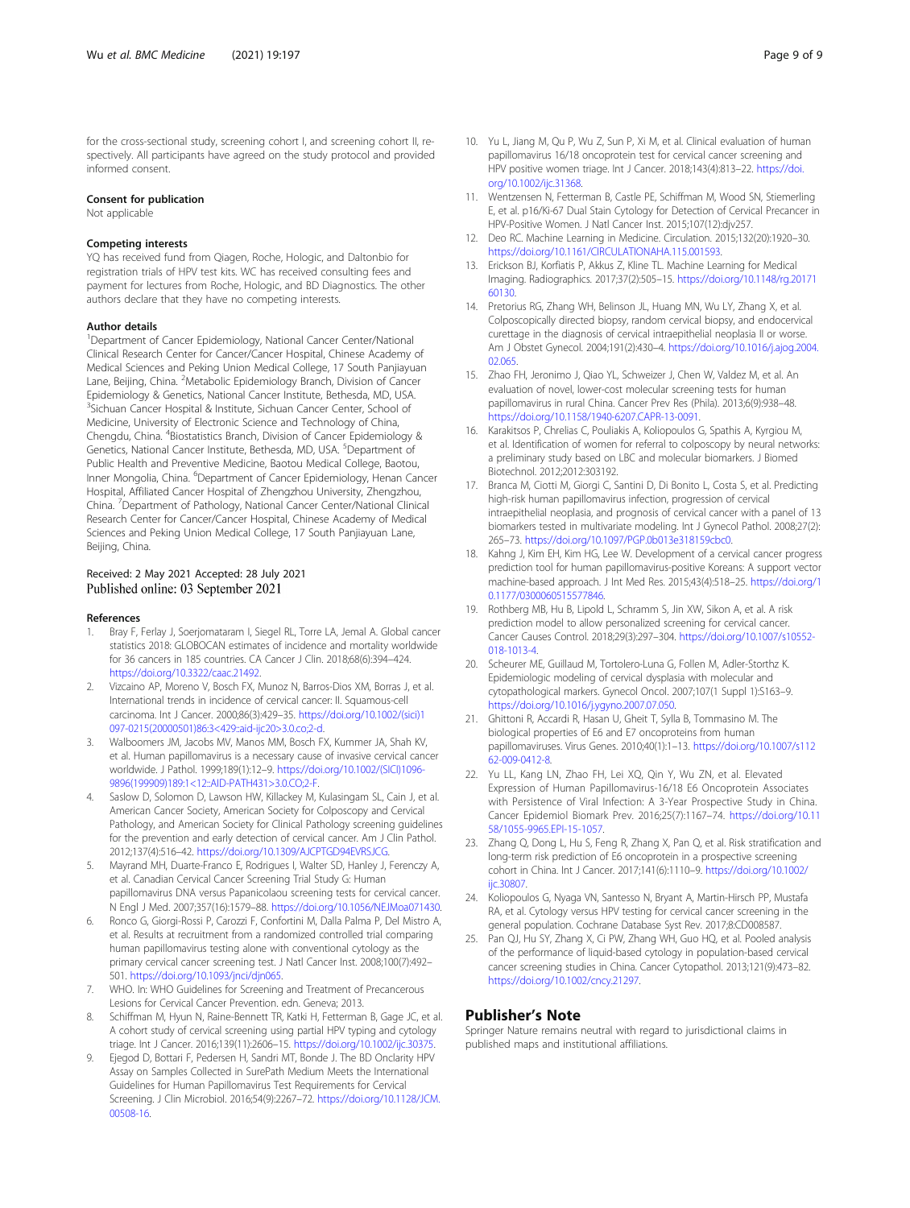for the cross-sectional study, screening cohort I, and screening cohort II, respectively. All participants have agreed on the study protocol and provided informed consent.

### Consent for publication

Not applicable

### Competing interests

YQ has received fund from Qiagen, Roche, Hologic, and Daltonbio for registration trials of HPV test kits. WC has received consulting fees and payment for lectures from Roche, Hologic, and BD Diagnostics. The other authors declare that they have no competing interests.

### Author details

[1]Department of Cancer Epidemiology, National Cancer Center/National Clinical Research Center for Cancer/Cancer Hospital, Chinese Academy of Medical Sciences and Peking Union Medical College, 17 South Panjiayuan Lane, Beijing, China. [2]Metabolic Epidemiology Branch, Division of Cancer Epidemiology & Genetics, National Cancer Institute, Bethesda, MD, USA. [3]Sichuan Cancer Hospital & Institute, Sichuan Cancer Center, School of Medicine, University of Electronic Science and Technology of China, Chengdu, China. [4]Biostatistics Branch, Division of Cancer Epidemiology & Genetics, National Cancer Institute, Bethesda, MD, USA. [5]Department of Public Health and Preventive Medicine, Baotou Medical College, Baotou, Inner Mongolia, China. [6]Department of Cancer Epidemiology, Henan Cancer Hospital, Affiliated Cancer Hospital of Zhengzhou University, Zhengzhou, China. [7]Department of Pathology, National Cancer Center/National Clinical Research Center for Cancer/Cancer Hospital, Chinese Academy of Medical Sciences and Peking Union Medical College, 17 South Panjiayuan Lane, Beijing, China.

Received: 2 May 2021 Accepted: 28 July 2021
Published online: 03 September 2021

### References

1. Bray F, Ferlay J, Soerjomataram I, Siegel RL, Torre LA, Jemal A. Global cancer statistics 2018: GLOBOCAN estimates of incidence and mortality worldwide for 36 cancers in 185 countries. CA Cancer J Clin. 2018;68(6):394–424. https://doi.org/10.3322/caac.21492.
2. Vizcaino AP, Moreno V, Bosch FX, Munoz N, Barros-Dios XM, Borras J, et al. International trends in incidence of cervical cancer: II. Squamous-cell carcinoma. Int J Cancer. 2000;86(3):429–35. https://doi.org/10.1002/(sici)1097-0215(20000501)86:3<429::aid-ijc20>3.0.co;2-d.
3. Walboomers JM, Jacobs MV, Manos MM, Bosch FX, Kummer JA, Shah KV, et al. Human papillomavirus is a necessary cause of invasive cervical cancer worldwide. J Pathol. 1999;189(1):12–9. https://doi.org/10.1002/(SICI)1096-9896(199909)189:1<12::AID-PATH431>3.0.CO;2-F.
4. Saslow D, Solomon D, Lawson HW, Killackey M, Kulasingam SL, Cain J, et al. American Cancer Society, American Society for Colposcopy and Cervical Pathology, and American Society for Clinical Pathology screening guidelines for the prevention and early detection of cervical cancer. Am J Clin Pathol. 2012;137(4):516–42. https://doi.org/10.1309/AJCPTGD94EVRSJCG.
5. Mayrand MH, Duarte-Franco E, Rodrigues I, Walter SD, Hanley J, Ferenczy A, et al. Canadian Cervical Cancer Screening Trial Study G: Human papillomavirus DNA versus Papanicolaou screening tests for cervical cancer. N Engl J Med. 2007;357(16):1579–88. https://doi.org/10.1056/NEJMoa071430.
6. Ronco G, Giorgi-Rossi P, Carozzi F, Confortini M, Dalla Palma P, Del Mistro A, et al. Results at recruitment from a randomized controlled trial comparing human papillomavirus testing alone with conventional cytology as the primary cervical cancer screening test. J Natl Cancer Inst. 2008;100(7):492–501. https://doi.org/10.1093/jnci/djn065.
7. WHO. In: WHO Guidelines for Screening and Treatment of Precancerous Lesions for Cervical Cancer Prevention. edn. Geneva; 2013.
8. Schiffman M, Hyun N, Raine-Bennett TR, Katki H, Fetterman B, Gage JC, et al. A cohort study of cervical screening using partial HPV typing and cytology triage. Int J Cancer. 2016;139(11):2606–15. https://doi.org/10.1002/ijc.30375.
9. Ejegod D, Bottari F, Pedersen H, Sandri MT, Bonde J. The BD Onclarity HPV Assay on Samples Collected in SurePath Medium Meets the International Guidelines for Human Papillomavirus Test Requirements for Cervical Screening. J Clin Microbiol. 2016;54(9):2267–72. https://doi.org/10.1128/JCM.00508-16.
10. Yu L, Jiang M, Qu P, Wu Z, Sun P, Xi M, et al. Clinical evaluation of human papillomavirus 16/18 oncoprotein test for cervical cancer screening and HPV positive women triage. Int J Cancer. 2018;143(4):813–22. https://doi.org/10.1002/ijc.31368.
11. Wentzensen N, Fetterman B, Castle PE, Schiffman M, Wood SN, Stiemerling E, et al. p16/Ki-67 Dual Stain Cytology for Detection of Cervical Precancer in HPV-Positive Women. J Natl Cancer Inst. 2015;107(12):djv257.
12. Deo RC. Machine Learning in Medicine. Circulation. 2015;132(20):1920–30. https://doi.org/10.1161/CIRCULATIONAHA.115.001593.
13. Erickson BJ, Korfiatis P, Akkus Z, Kline TL. Machine Learning for Medical Imaging. Radiographics. 2017;37(2):505–15. https://doi.org/10.1148/rg.2017160130.
14. Pretorius RG, Zhang WH, Belinson JL, Huang MN, Wu LY, Zhang X, et al. Colposcopically directed biopsy, random cervical biopsy, and endocervical curettage in the diagnosis of cervical intraepithelial neoplasia II or worse. Am J Obstet Gynecol. 2004;191(2):430–4. https://doi.org/10.1016/j.ajog.2004.02.065.
15. Zhao FH, Jeronimo J, Qiao YL, Schweizer J, Chen W, Valdez M, et al. An evaluation of novel, lower-cost molecular screening tests for human papillomavirus in rural China. Cancer Prev Res (Phila). 2013;6(9):938–48. https://doi.org/10.1158/1940-6207.CAPR-13-0091.
16. Karakitsos P, Chrelias C, Pouliakis A, Koliopoulos G, Spathis A, Kyrgiou M, et al. Identification of women for referral to colposcopy by neural networks: a preliminary study based on LBC and molecular biomarkers. J Biomed Biotechnol. 2012;2012:303192.
17. Branca M, Ciotti M, Giorgi C, Santini D, Di Bonito L, Costa S, et al. Predicting high-risk human papillomavirus infection, progression of cervical intraepithelial neoplasia, and prognosis of cervical cancer with a panel of 13 biomarkers tested in multivariate modeling. Int J Gynecol Pathol. 2008;27(2):265–73. https://doi.org/10.1097/PGP.0b013e318159cbc0.
18. Kahng J, Kim EH, Kim HG, Lee W. Development of a cervical cancer progress prediction tool for human papillomavirus-positive Koreans: A support vector machine-based approach. J Int Med Res. 2015;43(4):518–25. https://doi.org/10.1177/0300060515577846.
19. Rothberg MB, Hu B, Lipold L, Schramm S, Jin XW, Sikon A, et al. A risk prediction model to allow personalized screening for cervical cancer. Cancer Causes Control. 2018;29(3):297–304. https://doi.org/10.1007/s10552-018-1013-4.
20. Scheurer ME, Guillaud M, Tortolero-Luna G, Follen M, Adler-Storthz K. Epidemiologic modeling of cervical dysplasia with molecular and cytopathological markers. Gynecol Oncol. 2007;107(1 Suppl 1):S163–9. https://doi.org/10.1016/j.ygyno.2007.07.050.
21. Ghittoni R, Accardi R, Hasan U, Gheit T, Sylla B, Tommasino M. The biological properties of E6 and E7 oncoproteins from human papillomaviruses. Virus Genes. 2010;40(1):1–13. https://doi.org/10.1007/s11262-009-0412-8.
22. Yu LL, Kang LN, Zhao FH, Lei XQ, Qin Y, Wu ZN, et al. Elevated Expression of Human Papillomavirus-16/18 E6 Oncoprotein Associates with Persistence of Viral Infection: A 3-Year Prospective Study in China. Cancer Epidemiol Biomark Prev. 2016;25(7):1167–74. https://doi.org/10.1158/1055-9965.EPI-15-1057.
23. Zhang Q, Dong L, Hu S, Feng R, Zhang X, Pan Q, et al. Risk stratification and long-term risk prediction of E6 oncoprotein in a prospective screening cohort in China. Int J Cancer. 2017;141(6):1110–9. https://doi.org/10.1002/ijc.30807.
24. Koliopoulos G, Nyaga VN, Santesso N, Bryant A, Martin-Hirsch PP, Mustafa RA, et al. Cytology versus HPV testing for cervical cancer screening in the general population. Cochrane Database Syst Rev. 2017;8:CD008587.
25. Pan QJ, Hu SY, Zhang X, Ci PW, Zhang WH, Guo HQ, et al. Pooled analysis of the performance of liquid-based cytology in population-based cervical cancer screening studies in China. Cancer Cytopathol. 2013;121(9):473–82. https://doi.org/10.1002/cncy.21297.

## Publisher's Note

Springer Nature remains neutral with regard to jurisdictional claims in published maps and institutional affiliations.